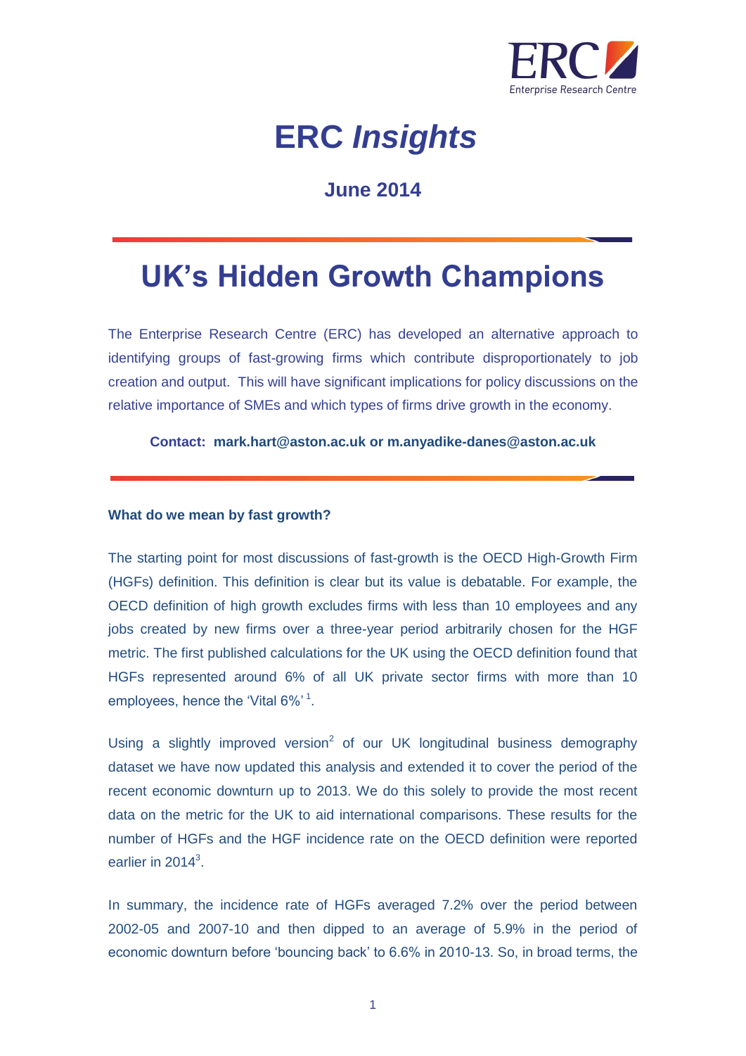# ERC *Insights*

**June 2014**

# UK's Hidden Growth Champions

The Enterprise Research Centre (ERC) has developed an alternative approach to identifying groups of fast-growing firms which contribute disproportionately to job creation and output. This will have significant implications for policy discussions on the relative importance of SMEs and which types of firms drive growth in the economy.

**Contact: mark.hart@aston.ac.uk or m.anyadike-danes@aston.ac.uk**

**What do we mean by fast growth?**

The starting point for most discussions of fast-growth is the OECD High-Growth Firm (HGFs) definition. This definition is clear but its value is debatable. For example, the OECD definition of high growth excludes firms with less than 10 employees and any jobs created by new firms over a three-year period arbitrarily chosen for the HGF metric. The first published calculations for the UK using the OECD definition found that HGFs represented around 6% of all UK private sector firms with more than 10 employees, hence the 'Vital 6%'[1].

Using a slightly improved version[2] of our UK longitudinal business demography dataset we have now updated this analysis and extended it to cover the period of the recent economic downturn up to 2013. We do this solely to provide the most recent data on the metric for the UK to aid international comparisons. These results for the number of HGFs and the HGF incidence rate on the OECD definition were reported earlier in 2014[3].

In summary, the incidence rate of HGFs averaged 7.2% over the period between 2002-05 and 2007-10 and then dipped to an average of 5.9% in the period of economic downturn before 'bouncing back' to 6.6% in 2010-13. So, in broad terms, the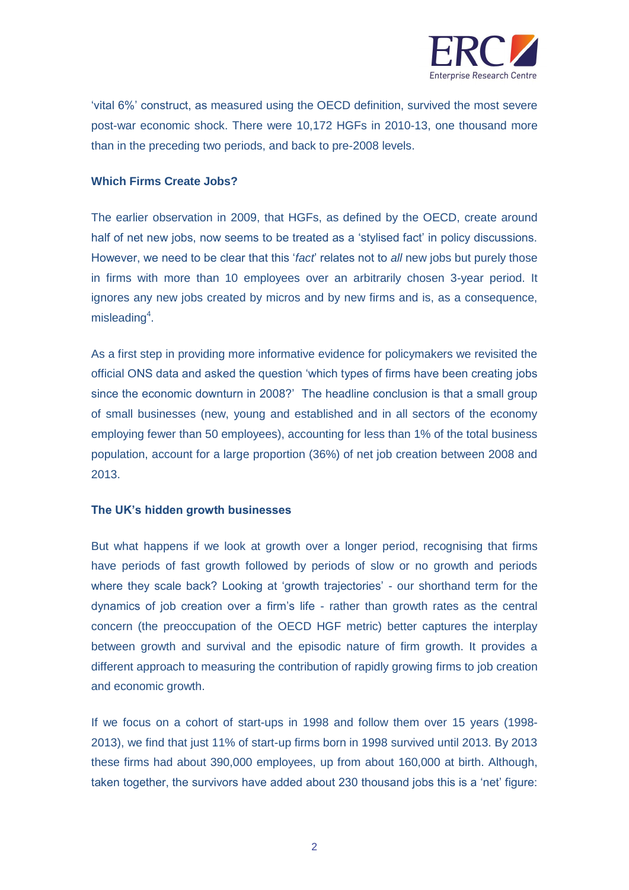'vital 6%' construct, as measured using the OECD definition, survived the most severe post-war economic shock. There were 10,172 HGFs in 2010-13, one thousand more than in the preceding two periods, and back to pre-2008 levels.

### Which Firms Create Jobs?

The earlier observation in 2009, that HGFs, as defined by the OECD, create around half of net new jobs, now seems to be treated as a 'stylised fact' in policy discussions. However, we need to be clear that this '*fact*' relates not to *all* new jobs but purely those in firms with more than 10 employees over an arbitrarily chosen 3-year period. It ignores any new jobs created by micros and by new firms and is, as a consequence, misleading[4].

As a first step in providing more informative evidence for policymakers we revisited the official ONS data and asked the question 'which types of firms have been creating jobs since the economic downturn in 2008?' The headline conclusion is that a small group of small businesses (new, young and established and in all sectors of the economy employing fewer than 50 employees), accounting for less than 1% of the total business population, account for a large proportion (36%) of net job creation between 2008 and 2013.

### The UK's hidden growth businesses

But what happens if we look at growth over a longer period, recognising that firms have periods of fast growth followed by periods of slow or no growth and periods where they scale back? Looking at 'growth trajectories' - our shorthand term for the dynamics of job creation over a firm's life - rather than growth rates as the central concern (the preoccupation of the OECD HGF metric) better captures the interplay between growth and survival and the episodic nature of firm growth. It provides a different approach to measuring the contribution of rapidly growing firms to job creation and economic growth.

If we focus on a cohort of start-ups in 1998 and follow them over 15 years (1998-2013), we find that just 11% of start-up firms born in 1998 survived until 2013. By 2013 these firms had about 390,000 employees, up from about 160,000 at birth. Although, taken together, the survivors have added about 230 thousand jobs this is a 'net' figure: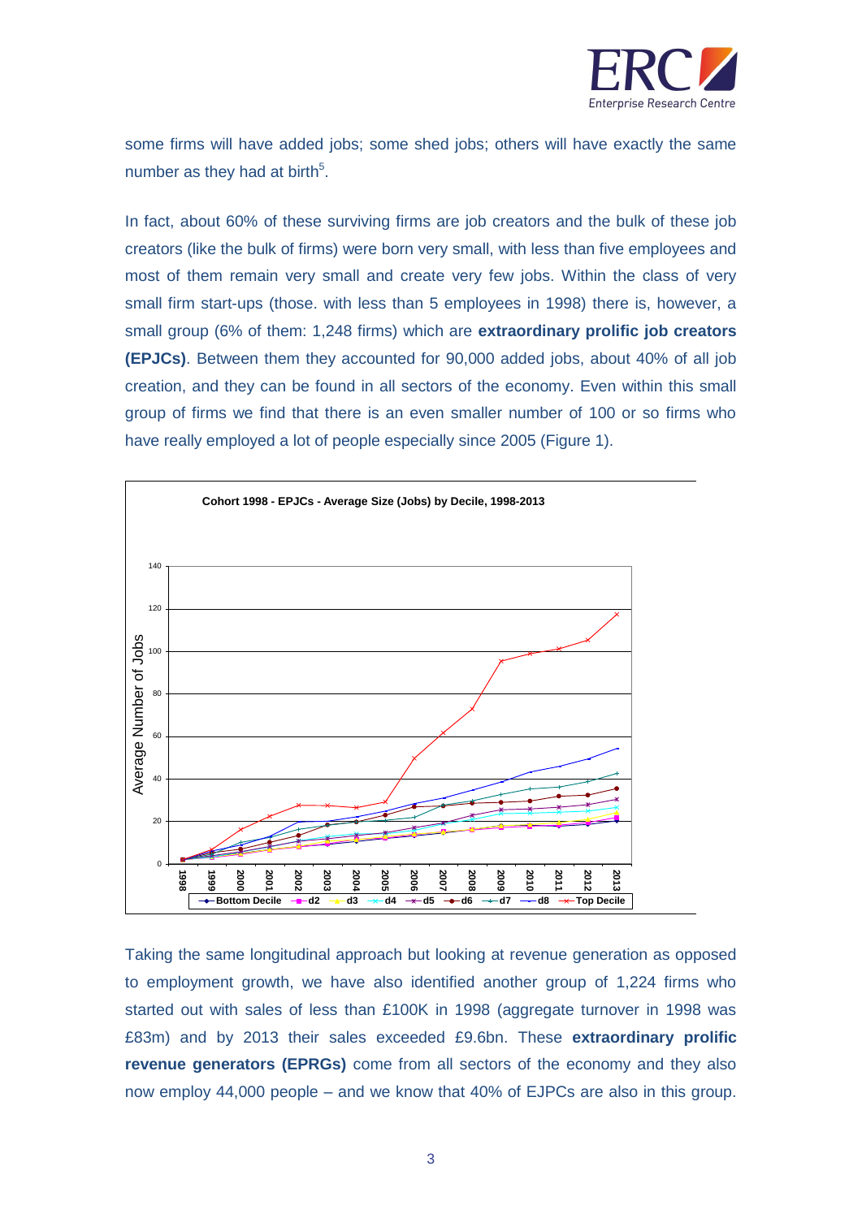some firms will have added jobs; some shed jobs; others will have exactly the same number as they had at birth[5].

In fact, about 60% of these surviving firms are job creators and the bulk of these job creators (like the bulk of firms) were born very small, with less than five employees and most of them remain very small and create very few jobs. Within the class of very small firm start-ups (those. with less than 5 employees in 1998) there is, however, a small group (6% of them: 1,248 firms) which are **extraordinary prolific job creators (EPJCs)**. Between them they accounted for 90,000 added jobs, about 40% of all job creation, and they can be found in all sectors of the economy. Even within this small group of firms we find that there is an even smaller number of 100 or so firms who have really employed a lot of people especially since 2005 (Figure 1).

**Cohort 1998 - EPJCs - Average Size (Jobs) by Decile, 1998-2013**

Taking the same longitudinal approach but looking at revenue generation as opposed to employment growth, we have also identified another group of 1,224 firms who started out with sales of less than £100K in 1998 (aggregate turnover in 1998 was £83m) and by 2013 their sales exceeded £9.6bn. These **extraordinary prolific revenue generators (EPRGs)** come from all sectors of the economy and they also now employ 44,000 people – and we know that 40% of EJPCs are also in this group.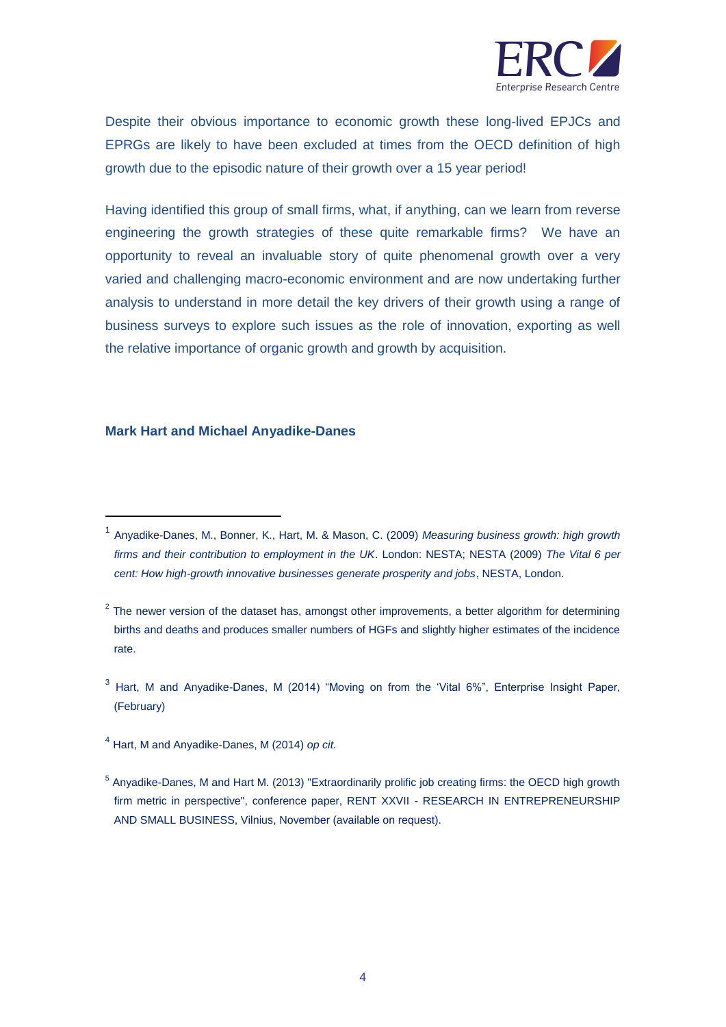Despite their obvious importance to economic growth these long-lived EPJCs and EPRGs are likely to have been excluded at times from the OECD definition of high growth due to the episodic nature of their growth over a 15 year period!

Having identified this group of small firms, what, if anything, can we learn from reverse engineering the growth strategies of these quite remarkable firms? We have an opportunity to reveal an invaluable story of quite phenomenal growth over a very varied and challenging macro-economic environment and are now undertaking further analysis to understand in more detail the key drivers of their growth using a range of business surveys to explore such issues as the role of innovation, exporting as well the relative importance of organic growth and growth by acquisition.

**Mark Hart and Michael Anyadike-Danes**

---

[1] Anyadike-Danes, M., Bonner, K., Hart, M. & Mason, C. (2009) *Measuring business growth: high growth firms and their contribution to employment in the UK*. London: NESTA; NESTA (2009) *The Vital 6 per cent: How high-growth innovative businesses generate prosperity and jobs*, NESTA, London.

[2] The newer version of the dataset has, amongst other improvements, a better algorithm for determining births and deaths and produces smaller numbers of HGFs and slightly higher estimates of the incidence rate.

[3] Hart, M and Anyadike-Danes, M (2014) "Moving on from the 'Vital 6%", Enterprise Insight Paper, (February)

[4] Hart, M and Anyadike-Danes, M (2014) *op cit.*

[5] Anyadike-Danes, M and Hart M. (2013) "Extraordinarily prolific job creating firms: the OECD high growth firm metric in perspective", conference paper, RENT XXVII - RESEARCH IN ENTREPRENEURSHIP AND SMALL BUSINESS, Vilnius, November (available on request).